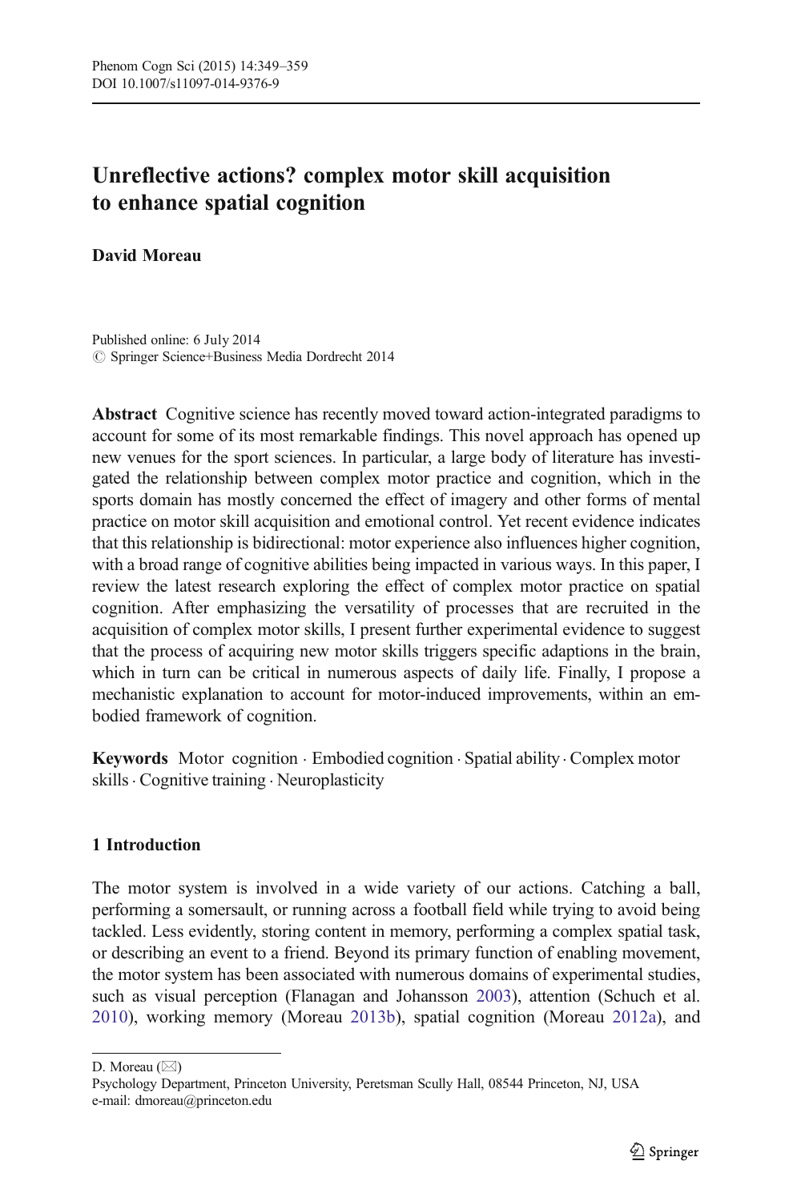# Unreflective actions? complex motor skill acquisition to enhance spatial cognition

**David Moreau**

Published online: 6 July 2014
© Springer Science+Business Media Dordrecht 2014

**Abstract** Cognitive science has recently moved toward action-integrated paradigms to account for some of its most remarkable findings. This novel approach has opened up new venues for the sport sciences. In particular, a large body of literature has investigated the relationship between complex motor practice and cognition, which in the sports domain has mostly concerned the effect of imagery and other forms of mental practice on motor skill acquisition and emotional control. Yet recent evidence indicates that this relationship is bidirectional: motor experience also influences higher cognition, with a broad range of cognitive abilities being impacted in various ways. In this paper, I review the latest research exploring the effect of complex motor practice on spatial cognition. After emphasizing the versatility of processes that are recruited in the acquisition of complex motor skills, I present further experimental evidence to suggest that the process of acquiring new motor skills triggers specific adaptions in the brain, which in turn can be critical in numerous aspects of daily life. Finally, I propose a mechanistic explanation to account for motor-induced improvements, within an embodied framework of cognition.

**Keywords** Motor cognition · Embodied cognition · Spatial ability · Complex motor skills · Cognitive training · Neuroplasticity

## 1 Introduction

The motor system is involved in a wide variety of our actions. Catching a ball, performing a somersault, or running across a football field while trying to avoid being tackled. Less evidently, storing content in memory, performing a complex spatial task, or describing an event to a friend. Beyond its primary function of enabling movement, the motor system has been associated with numerous domains of experimental studies, such as visual perception (Flanagan and Johansson 2003), attention (Schuch et al. 2010), working memory (Moreau 2013b), spatial cognition (Moreau 2012a), and

D. Moreau (✉)
Psychology Department, Princeton University, Peretsman Scully Hall, 08544 Princeton, NJ, USA
e-mail: dmoreau@princeton.edu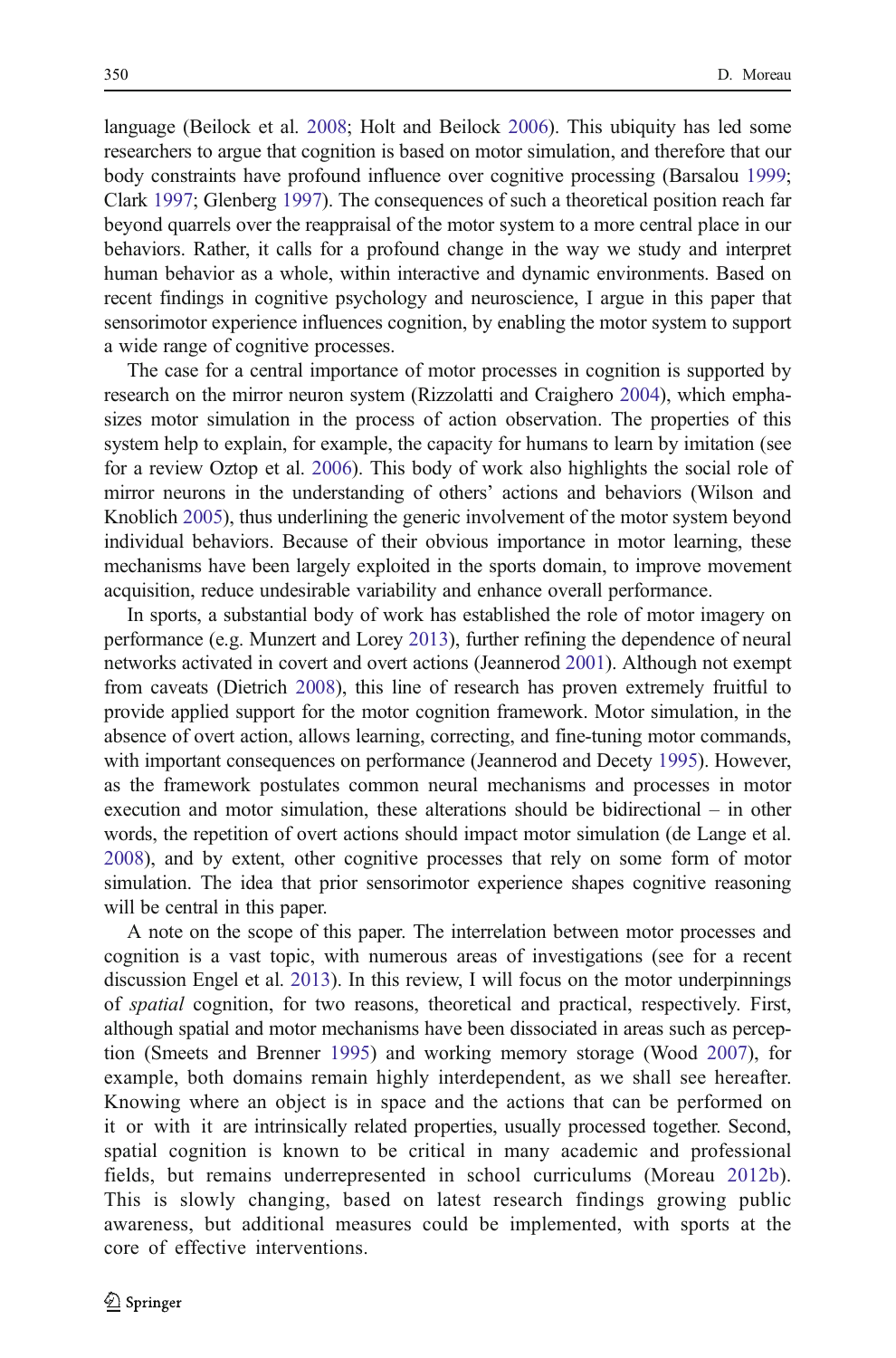language (Beilock et al. 2008; Holt and Beilock 2006). This ubiquity has led some researchers to argue that cognition is based on motor simulation, and therefore that our body constraints have profound influence over cognitive processing (Barsalou 1999; Clark 1997; Glenberg 1997). The consequences of such a theoretical position reach far beyond quarrels over the reappraisal of the motor system to a more central place in our behaviors. Rather, it calls for a profound change in the way we study and interpret human behavior as a whole, within interactive and dynamic environments. Based on recent findings in cognitive psychology and neuroscience, I argue in this paper that sensorimotor experience influences cognition, by enabling the motor system to support a wide range of cognitive processes.

The case for a central importance of motor processes in cognition is supported by research on the mirror neuron system (Rizzolatti and Craighero 2004), which emphasizes motor simulation in the process of action observation. The properties of this system help to explain, for example, the capacity for humans to learn by imitation (see for a review Oztop et al. 2006). This body of work also highlights the social role of mirror neurons in the understanding of others' actions and behaviors (Wilson and Knoblich 2005), thus underlining the generic involvement of the motor system beyond individual behaviors. Because of their obvious importance in motor learning, these mechanisms have been largely exploited in the sports domain, to improve movement acquisition, reduce undesirable variability and enhance overall performance.

In sports, a substantial body of work has established the role of motor imagery on performance (e.g. Munzert and Lorey 2013), further refining the dependence of neural networks activated in covert and overt actions (Jeannerod 2001). Although not exempt from caveats (Dietrich 2008), this line of research has proven extremely fruitful to provide applied support for the motor cognition framework. Motor simulation, in the absence of overt action, allows learning, correcting, and fine-tuning motor commands, with important consequences on performance (Jeannerod and Decety 1995). However, as the framework postulates common neural mechanisms and processes in motor execution and motor simulation, these alterations should be bidirectional – in other words, the repetition of overt actions should impact motor simulation (de Lange et al. 2008), and by extent, other cognitive processes that rely on some form of motor simulation. The idea that prior sensorimotor experience shapes cognitive reasoning will be central in this paper.

A note on the scope of this paper. The interrelation between motor processes and cognition is a vast topic, with numerous areas of investigations (see for a recent discussion Engel et al. 2013). In this review, I will focus on the motor underpinnings of *spatial* cognition, for two reasons, theoretical and practical, respectively. First, although spatial and motor mechanisms have been dissociated in areas such as perception (Smeets and Brenner 1995) and working memory storage (Wood 2007), for example, both domains remain highly interdependent, as we shall see hereafter. Knowing where an object is in space and the actions that can be performed on it or with it are intrinsically related properties, usually processed together. Second, spatial cognition is known to be critical in many academic and professional fields, but remains underrepresented in school curriculums (Moreau 2012b). This is slowly changing, based on latest research findings growing public awareness, but additional measures could be implemented, with sports at the core of effective interventions.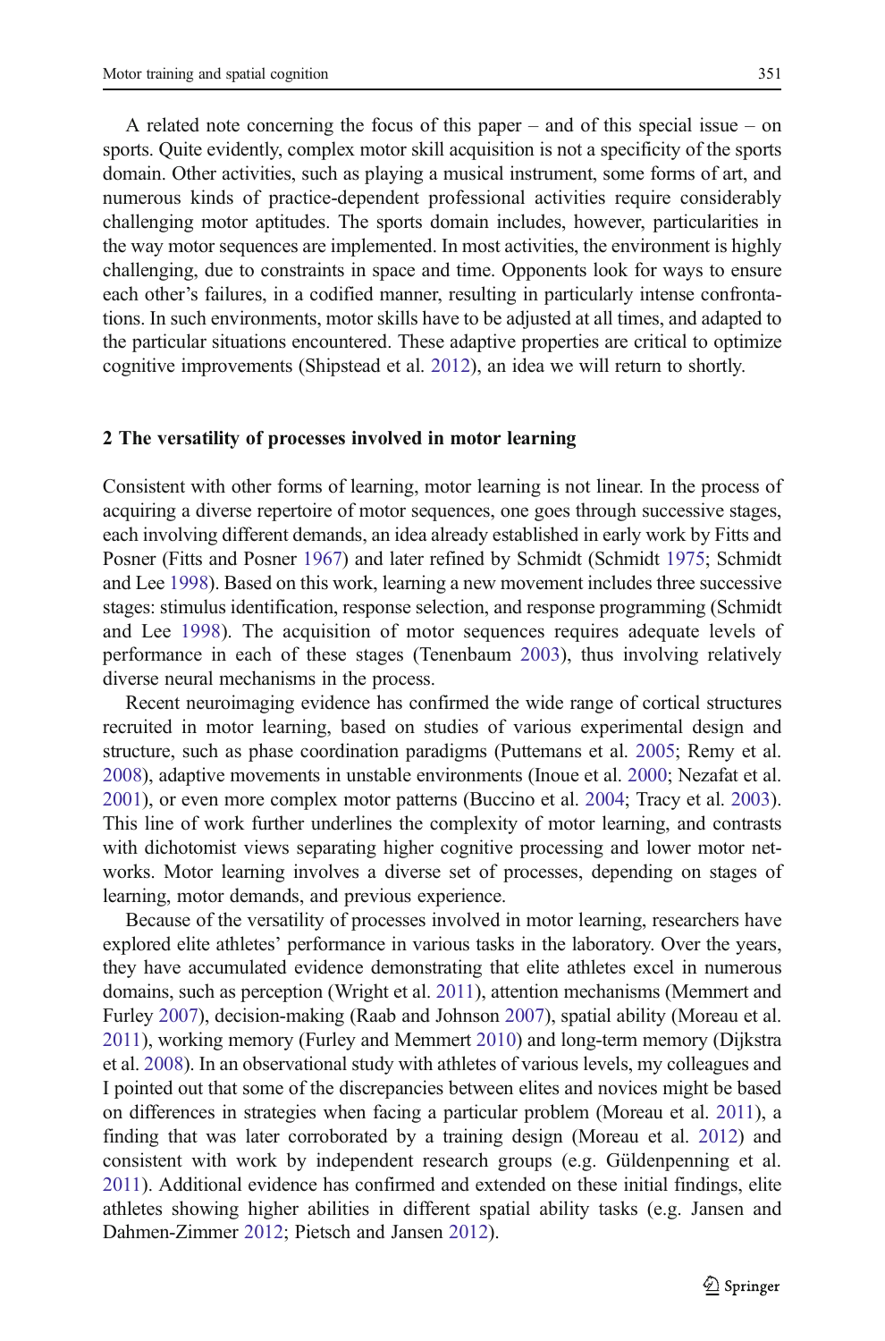A related note concerning the focus of this paper – and of this special issue – on sports. Quite evidently, complex motor skill acquisition is not a specificity of the sports domain. Other activities, such as playing a musical instrument, some forms of art, and numerous kinds of practice-dependent professional activities require considerably challenging motor aptitudes. The sports domain includes, however, particularities in the way motor sequences are implemented. In most activities, the environment is highly challenging, due to constraints in space and time. Opponents look for ways to ensure each other's failures, in a codified manner, resulting in particularly intense confrontations. In such environments, motor skills have to be adjusted at all times, and adapted to the particular situations encountered. These adaptive properties are critical to optimize cognitive improvements (Shipstead et al. 2012), an idea we will return to shortly.

## 2 The versatility of processes involved in motor learning

Consistent with other forms of learning, motor learning is not linear. In the process of acquiring a diverse repertoire of motor sequences, one goes through successive stages, each involving different demands, an idea already established in early work by Fitts and Posner (Fitts and Posner 1967) and later refined by Schmidt (Schmidt 1975; Schmidt and Lee 1998). Based on this work, learning a new movement includes three successive stages: stimulus identification, response selection, and response programming (Schmidt and Lee 1998). The acquisition of motor sequences requires adequate levels of performance in each of these stages (Tenenbaum 2003), thus involving relatively diverse neural mechanisms in the process.

Recent neuroimaging evidence has confirmed the wide range of cortical structures recruited in motor learning, based on studies of various experimental design and structure, such as phase coordination paradigms (Puttemans et al. 2005; Remy et al. 2008), adaptive movements in unstable environments (Inoue et al. 2000; Nezafat et al. 2001), or even more complex motor patterns (Buccino et al. 2004; Tracy et al. 2003). This line of work further underlines the complexity of motor learning, and contrasts with dichotomist views separating higher cognitive processing and lower motor networks. Motor learning involves a diverse set of processes, depending on stages of learning, motor demands, and previous experience.

Because of the versatility of processes involved in motor learning, researchers have explored elite athletes' performance in various tasks in the laboratory. Over the years, they have accumulated evidence demonstrating that elite athletes excel in numerous domains, such as perception (Wright et al. 2011), attention mechanisms (Memmert and Furley 2007), decision-making (Raab and Johnson 2007), spatial ability (Moreau et al. 2011), working memory (Furley and Memmert 2010) and long-term memory (Dijkstra et al. 2008). In an observational study with athletes of various levels, my colleagues and I pointed out that some of the discrepancies between elites and novices might be based on differences in strategies when facing a particular problem (Moreau et al. 2011), a finding that was later corroborated by a training design (Moreau et al. 2012) and consistent with work by independent research groups (e.g. Güldenpenning et al. 2011). Additional evidence has confirmed and extended on these initial findings, elite athletes showing higher abilities in different spatial ability tasks (e.g. Jansen and Dahmen-Zimmer 2012; Pietsch and Jansen 2012).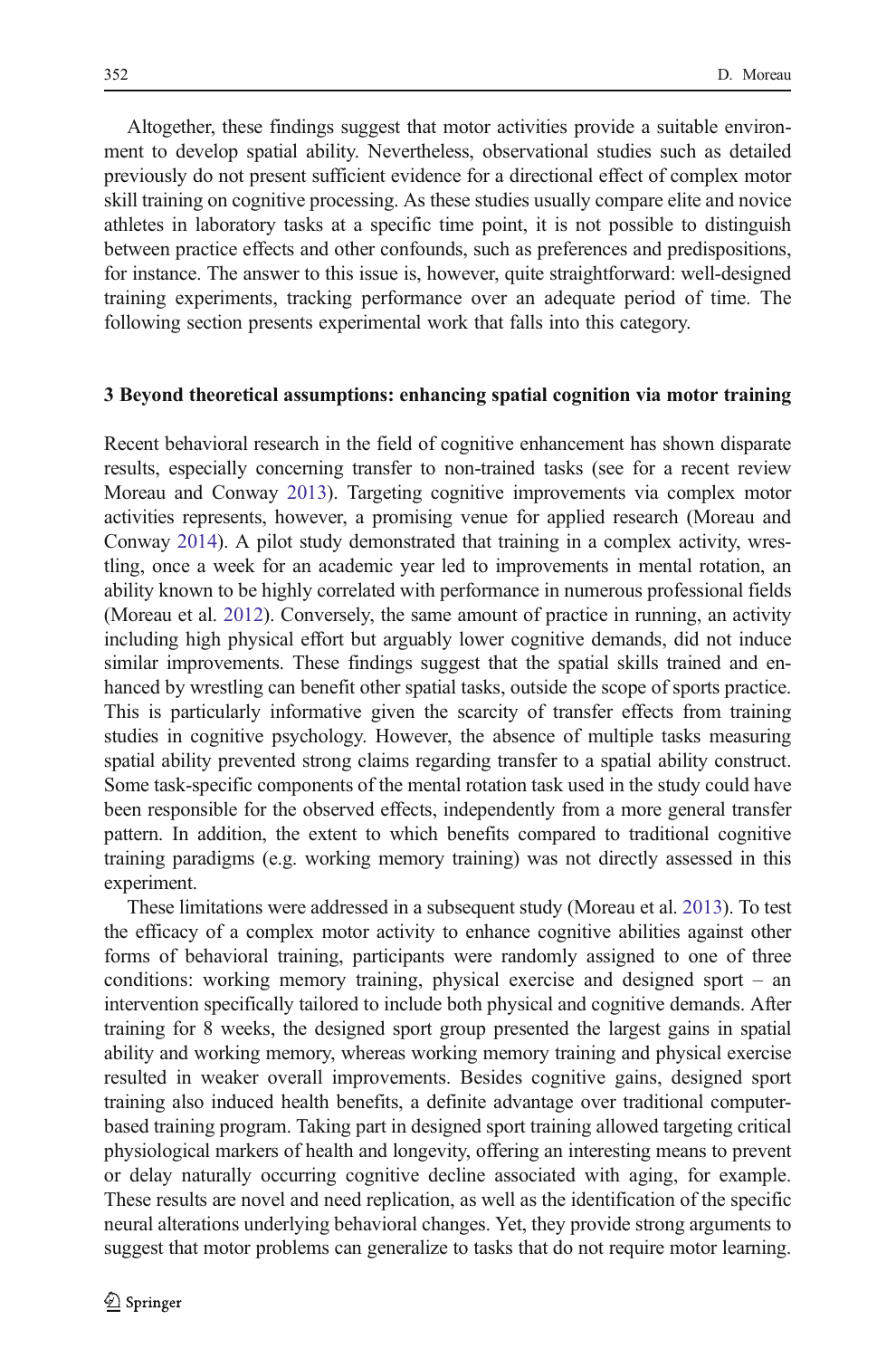Altogether, these findings suggest that motor activities provide a suitable environment to develop spatial ability. Nevertheless, observational studies such as detailed previously do not present sufficient evidence for a directional effect of complex motor skill training on cognitive processing. As these studies usually compare elite and novice athletes in laboratory tasks at a specific time point, it is not possible to distinguish between practice effects and other confounds, such as preferences and predispositions, for instance. The answer to this issue is, however, quite straightforward: well-designed training experiments, tracking performance over an adequate period of time. The following section presents experimental work that falls into this category.

## 3 Beyond theoretical assumptions: enhancing spatial cognition via motor training

Recent behavioral research in the field of cognitive enhancement has shown disparate results, especially concerning transfer to non-trained tasks (see for a recent review Moreau and Conway 2013). Targeting cognitive improvements via complex motor activities represents, however, a promising venue for applied research (Moreau and Conway 2014). A pilot study demonstrated that training in a complex activity, wrestling, once a week for an academic year led to improvements in mental rotation, an ability known to be highly correlated with performance in numerous professional fields (Moreau et al. 2012). Conversely, the same amount of practice in running, an activity including high physical effort but arguably lower cognitive demands, did not induce similar improvements. These findings suggest that the spatial skills trained and enhanced by wrestling can benefit other spatial tasks, outside the scope of sports practice. This is particularly informative given the scarcity of transfer effects from training studies in cognitive psychology. However, the absence of multiple tasks measuring spatial ability prevented strong claims regarding transfer to a spatial ability construct. Some task-specific components of the mental rotation task used in the study could have been responsible for the observed effects, independently from a more general transfer pattern. In addition, the extent to which benefits compared to traditional cognitive training paradigms (e.g. working memory training) was not directly assessed in this experiment.

These limitations were addressed in a subsequent study (Moreau et al. 2013). To test the efficacy of a complex motor activity to enhance cognitive abilities against other forms of behavioral training, participants were randomly assigned to one of three conditions: working memory training, physical exercise and designed sport – an intervention specifically tailored to include both physical and cognitive demands. After training for 8 weeks, the designed sport group presented the largest gains in spatial ability and working memory, whereas working memory training and physical exercise resulted in weaker overall improvements. Besides cognitive gains, designed sport training also induced health benefits, a definite advantage over traditional computer-based training program. Taking part in designed sport training allowed targeting critical physiological markers of health and longevity, offering an interesting means to prevent or delay naturally occurring cognitive decline associated with aging, for example. These results are novel and need replication, as well as the identification of the specific neural alterations underlying behavioral changes. Yet, they provide strong arguments to suggest that motor problems can generalize to tasks that do not require motor learning.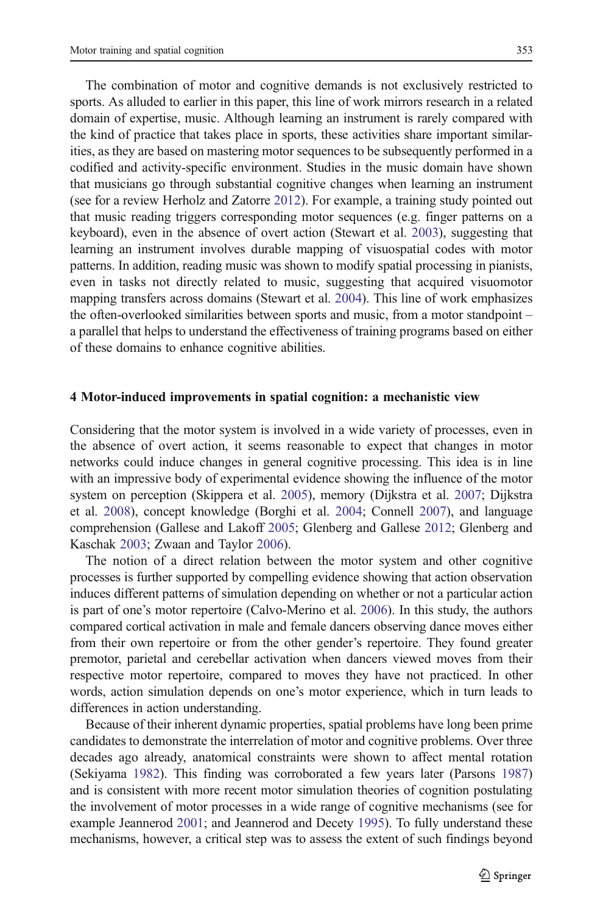The combination of motor and cognitive demands is not exclusively restricted to sports. As alluded to earlier in this paper, this line of work mirrors research in a related domain of expertise, music. Although learning an instrument is rarely compared with the kind of practice that takes place in sports, these activities share important similarities, as they are based on mastering motor sequences to be subsequently performed in a codified and activity-specific environment. Studies in the music domain have shown that musicians go through substantial cognitive changes when learning an instrument (see for a review Herholz and Zatorre 2012). For example, a training study pointed out that music reading triggers corresponding motor sequences (e.g. finger patterns on a keyboard), even in the absence of overt action (Stewart et al. 2003), suggesting that learning an instrument involves durable mapping of visuospatial codes with motor patterns. In addition, reading music was shown to modify spatial processing in pianists, even in tasks not directly related to music, suggesting that acquired visuomotor mapping transfers across domains (Stewart et al. 2004). This line of work emphasizes the often-overlooked similarities between sports and music, from a motor standpoint – a parallel that helps to understand the effectiveness of training programs based on either of these domains to enhance cognitive abilities.

## 4 Motor-induced improvements in spatial cognition: a mechanistic view

Considering that the motor system is involved in a wide variety of processes, even in the absence of overt action, it seems reasonable to expect that changes in motor networks could induce changes in general cognitive processing. This idea is in line with an impressive body of experimental evidence showing the influence of the motor system on perception (Skippera et al. 2005), memory (Dijkstra et al. 2007; Dijkstra et al. 2008), concept knowledge (Borghi et al. 2004; Connell 2007), and language comprehension (Gallese and Lakoff 2005; Glenberg and Gallese 2012; Glenberg and Kaschak 2003; Zwaan and Taylor 2006).

The notion of a direct relation between the motor system and other cognitive processes is further supported by compelling evidence showing that action observation induces different patterns of simulation depending on whether or not a particular action is part of one's motor repertoire (Calvo-Merino et al. 2006). In this study, the authors compared cortical activation in male and female dancers observing dance moves either from their own repertoire or from the other gender's repertoire. They found greater premotor, parietal and cerebellar activation when dancers viewed moves from their respective motor repertoire, compared to moves they have not practiced. In other words, action simulation depends on one's motor experience, which in turn leads to differences in action understanding.

Because of their inherent dynamic properties, spatial problems have long been prime candidates to demonstrate the interrelation of motor and cognitive problems. Over three decades ago already, anatomical constraints were shown to affect mental rotation (Sekiyama 1982). This finding was corroborated a few years later (Parsons 1987) and is consistent with more recent motor simulation theories of cognition postulating the involvement of motor processes in a wide range of cognitive mechanisms (see for example Jeannerod 2001; and Jeannerod and Decety 1995). To fully understand these mechanisms, however, a critical step was to assess the extent of such findings beyond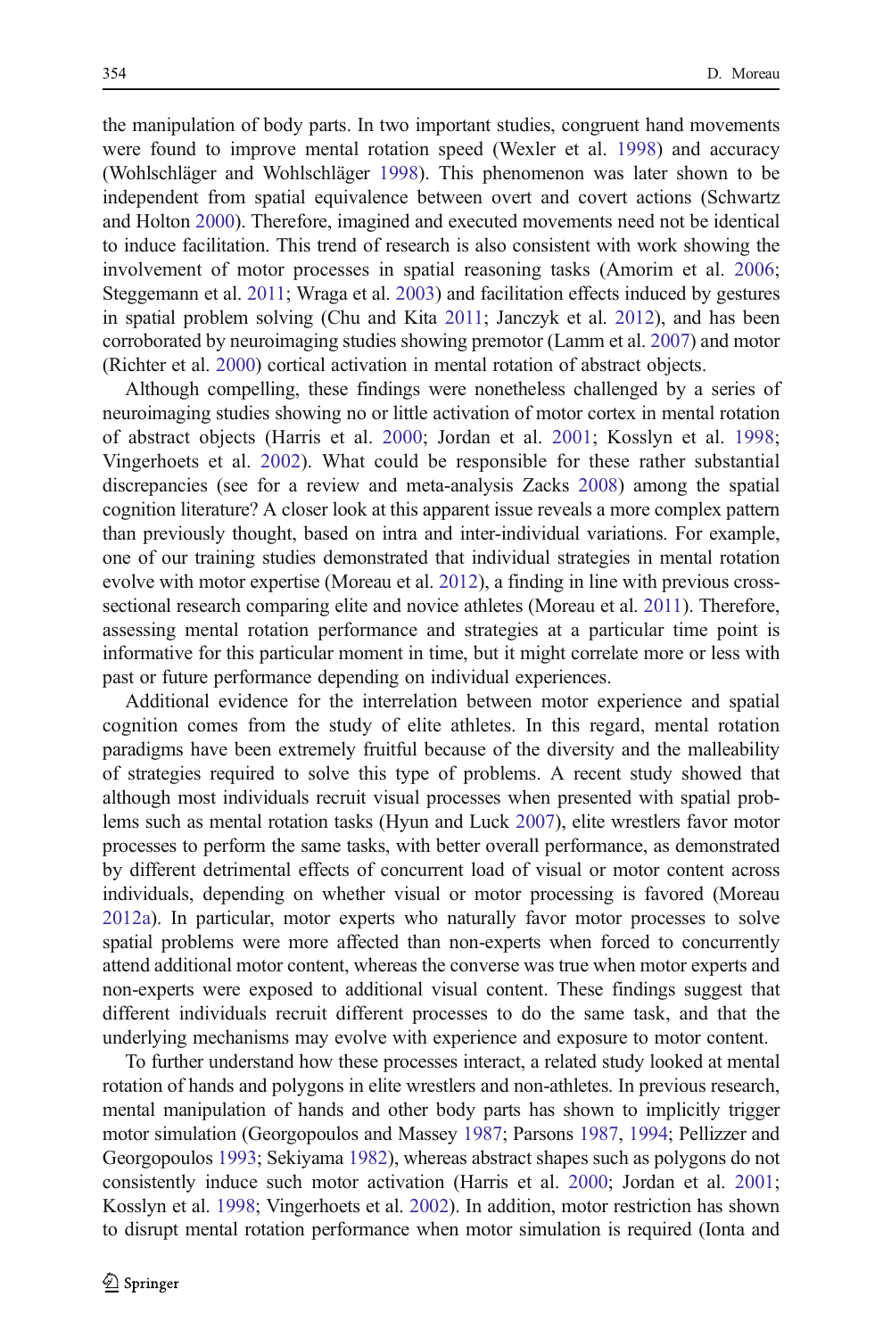the manipulation of body parts. In two important studies, congruent hand movements were found to improve mental rotation speed (Wexler et al. 1998) and accuracy (Wohlschläger and Wohlschläger 1998). This phenomenon was later shown to be independent from spatial equivalence between overt and covert actions (Schwartz and Holton 2000). Therefore, imagined and executed movements need not be identical to induce facilitation. This trend of research is also consistent with work showing the involvement of motor processes in spatial reasoning tasks (Amorim et al. 2006; Steggemann et al. 2011; Wraga et al. 2003) and facilitation effects induced by gestures in spatial problem solving (Chu and Kita 2011; Janczyk et al. 2012), and has been corroborated by neuroimaging studies showing premotor (Lamm et al. 2007) and motor (Richter et al. 2000) cortical activation in mental rotation of abstract objects.

Although compelling, these findings were nonetheless challenged by a series of neuroimaging studies showing no or little activation of motor cortex in mental rotation of abstract objects (Harris et al. 2000; Jordan et al. 2001; Kosslyn et al. 1998; Vingerhoets et al. 2002). What could be responsible for these rather substantial discrepancies (see for a review and meta-analysis Zacks 2008) among the spatial cognition literature? A closer look at this apparent issue reveals a more complex pattern than previously thought, based on intra and inter-individual variations. For example, one of our training studies demonstrated that individual strategies in mental rotation evolve with motor expertise (Moreau et al. 2012), a finding in line with previous cross-sectional research comparing elite and novice athletes (Moreau et al. 2011). Therefore, assessing mental rotation performance and strategies at a particular time point is informative for this particular moment in time, but it might correlate more or less with past or future performance depending on individual experiences.

Additional evidence for the interrelation between motor experience and spatial cognition comes from the study of elite athletes. In this regard, mental rotation paradigms have been extremely fruitful because of the diversity and the malleability of strategies required to solve this type of problems. A recent study showed that although most individuals recruit visual processes when presented with spatial problems such as mental rotation tasks (Hyun and Luck 2007), elite wrestlers favor motor processes to perform the same tasks, with better overall performance, as demonstrated by different detrimental effects of concurrent load of visual or motor content across individuals, depending on whether visual or motor processing is favored (Moreau 2012a). In particular, motor experts who naturally favor motor processes to solve spatial problems were more affected than non-experts when forced to concurrently attend additional motor content, whereas the converse was true when motor experts and non-experts were exposed to additional visual content. These findings suggest that different individuals recruit different processes to do the same task, and that the underlying mechanisms may evolve with experience and exposure to motor content.

To further understand how these processes interact, a related study looked at mental rotation of hands and polygons in elite wrestlers and non-athletes. In previous research, mental manipulation of hands and other body parts has shown to implicitly trigger motor simulation (Georgopoulos and Massey 1987; Parsons 1987, 1994; Pellizzer and Georgopoulos 1993; Sekiyama 1982), whereas abstract shapes such as polygons do not consistently induce such motor activation (Harris et al. 2000; Jordan et al. 2001; Kosslyn et al. 1998; Vingerhoets et al. 2002). In addition, motor restriction has shown to disrupt mental rotation performance when motor simulation is required (Ionta and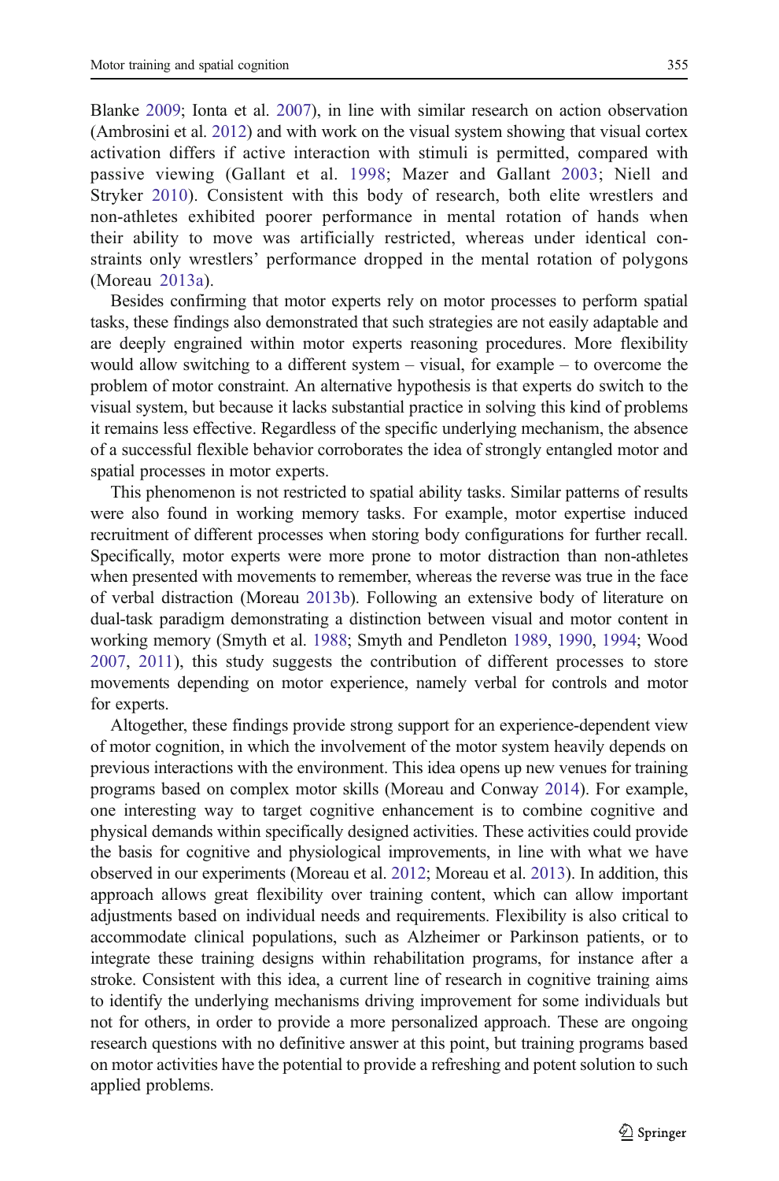Blanke 2009; Ionta et al. 2007), in line with similar research on action observation (Ambrosini et al. 2012) and with work on the visual system showing that visual cortex activation differs if active interaction with stimuli is permitted, compared with passive viewing (Gallant et al. 1998; Mazer and Gallant 2003; Niell and Stryker 2010). Consistent with this body of research, both elite wrestlers and non-athletes exhibited poorer performance in mental rotation of hands when their ability to move was artificially restricted, whereas under identical constraints only wrestlers' performance dropped in the mental rotation of polygons (Moreau 2013a).

Besides confirming that motor experts rely on motor processes to perform spatial tasks, these findings also demonstrated that such strategies are not easily adaptable and are deeply engrained within motor experts reasoning procedures. More flexibility would allow switching to a different system – visual, for example – to overcome the problem of motor constraint. An alternative hypothesis is that experts do switch to the visual system, but because it lacks substantial practice in solving this kind of problems it remains less effective. Regardless of the specific underlying mechanism, the absence of a successful flexible behavior corroborates the idea of strongly entangled motor and spatial processes in motor experts.

This phenomenon is not restricted to spatial ability tasks. Similar patterns of results were also found in working memory tasks. For example, motor expertise induced recruitment of different processes when storing body configurations for further recall. Specifically, motor experts were more prone to motor distraction than non-athletes when presented with movements to remember, whereas the reverse was true in the face of verbal distraction (Moreau 2013b). Following an extensive body of literature on dual-task paradigm demonstrating a distinction between visual and motor content in working memory (Smyth et al. 1988; Smyth and Pendleton 1989, 1990, 1994; Wood 2007, 2011), this study suggests the contribution of different processes to store movements depending on motor experience, namely verbal for controls and motor for experts.

Altogether, these findings provide strong support for an experience-dependent view of motor cognition, in which the involvement of the motor system heavily depends on previous interactions with the environment. This idea opens up new venues for training programs based on complex motor skills (Moreau and Conway 2014). For example, one interesting way to target cognitive enhancement is to combine cognitive and physical demands within specifically designed activities. These activities could provide the basis for cognitive and physiological improvements, in line with what we have observed in our experiments (Moreau et al. 2012; Moreau et al. 2013). In addition, this approach allows great flexibility over training content, which can allow important adjustments based on individual needs and requirements. Flexibility is also critical to accommodate clinical populations, such as Alzheimer or Parkinson patients, or to integrate these training designs within rehabilitation programs, for instance after a stroke. Consistent with this idea, a current line of research in cognitive training aims to identify the underlying mechanisms driving improvement for some individuals but not for others, in order to provide a more personalized approach. These are ongoing research questions with no definitive answer at this point, but training programs based on motor activities have the potential to provide a refreshing and potent solution to such applied problems.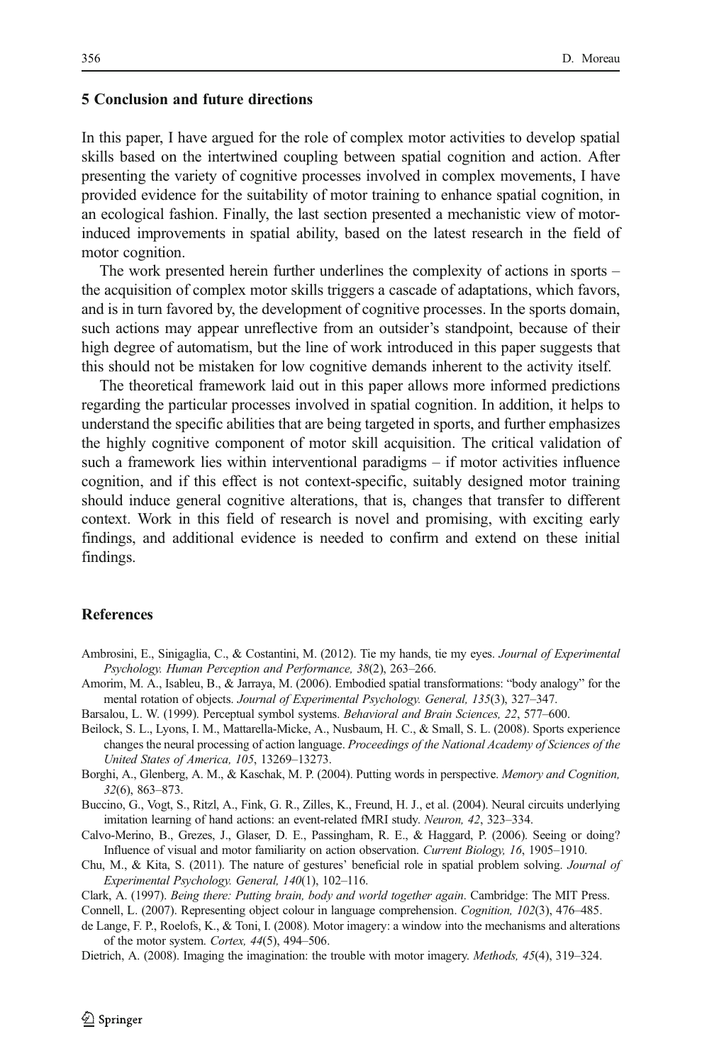## 5 Conclusion and future directions

In this paper, I have argued for the role of complex motor activities to develop spatial skills based on the intertwined coupling between spatial cognition and action. After presenting the variety of cognitive processes involved in complex movements, I have provided evidence for the suitability of motor training to enhance spatial cognition, in an ecological fashion. Finally, the last section presented a mechanistic view of motor-induced improvements in spatial ability, based on the latest research in the field of motor cognition.

The work presented herein further underlines the complexity of actions in sports – the acquisition of complex motor skills triggers a cascade of adaptations, which favors, and is in turn favored by, the development of cognitive processes. In the sports domain, such actions may appear unreflective from an outsider's standpoint, because of their high degree of automatism, but the line of work introduced in this paper suggests that this should not be mistaken for low cognitive demands inherent to the activity itself.

The theoretical framework laid out in this paper allows more informed predictions regarding the particular processes involved in spatial cognition. In addition, it helps to understand the specific abilities that are being targeted in sports, and further emphasizes the highly cognitive component of motor skill acquisition. The critical validation of such a framework lies within interventional paradigms – if motor activities influence cognition, and if this effect is not context-specific, suitably designed motor training should induce general cognitive alterations, that is, changes that transfer to different context. Work in this field of research is novel and promising, with exciting early findings, and additional evidence is needed to confirm and extend on these initial findings.

## References

Ambrosini, E., Sinigaglia, C., & Costantini, M. (2012). Tie my hands, tie my eyes. *Journal of Experimental Psychology. Human Perception and Performance, 38*(2), 263–266.

Amorim, M. A., Isableu, B., & Jarraya, M. (2006). Embodied spatial transformations: "body analogy" for the mental rotation of objects. *Journal of Experimental Psychology. General, 135*(3), 327–347.

Barsalou, L. W. (1999). Perceptual symbol systems. *Behavioral and Brain Sciences, 22*, 577–600.

Beilock, S. L., Lyons, I. M., Mattarella-Micke, A., Nusbaum, H. C., & Small, S. L. (2008). Sports experience changes the neural processing of action language. *Proceedings of the National Academy of Sciences of the United States of America, 105*, 13269–13273.

Borghi, A., Glenberg, A. M., & Kaschak, M. P. (2004). Putting words in perspective. *Memory and Cognition, 32*(6), 863–873.

Buccino, G., Vogt, S., Ritzl, A., Fink, G. R., Zilles, K., Freund, H. J., et al. (2004). Neural circuits underlying imitation learning of hand actions: an event-related fMRI study. *Neuron, 42*, 323–334.

Calvo-Merino, B., Grezes, J., Glaser, D. E., Passingham, R. E., & Haggard, P. (2006). Seeing or doing? Influence of visual and motor familiarity on action observation. *Current Biology, 16*, 1905–1910.

Chu, M., & Kita, S. (2011). The nature of gestures' beneficial role in spatial problem solving. *Journal of Experimental Psychology. General, 140*(1), 102–116.

Clark, A. (1997). *Being there: Putting brain, body and world together again*. Cambridge: The MIT Press.

Connell, L. (2007). Representing object colour in language comprehension. *Cognition, 102*(3), 476–485.

de Lange, F. P., Roelofs, K., & Toni, I. (2008). Motor imagery: a window into the mechanisms and alterations of the motor system. *Cortex, 44*(5), 494–506.

Dietrich, A. (2008). Imaging the imagination: the trouble with motor imagery. *Methods, 45*(4), 319–324.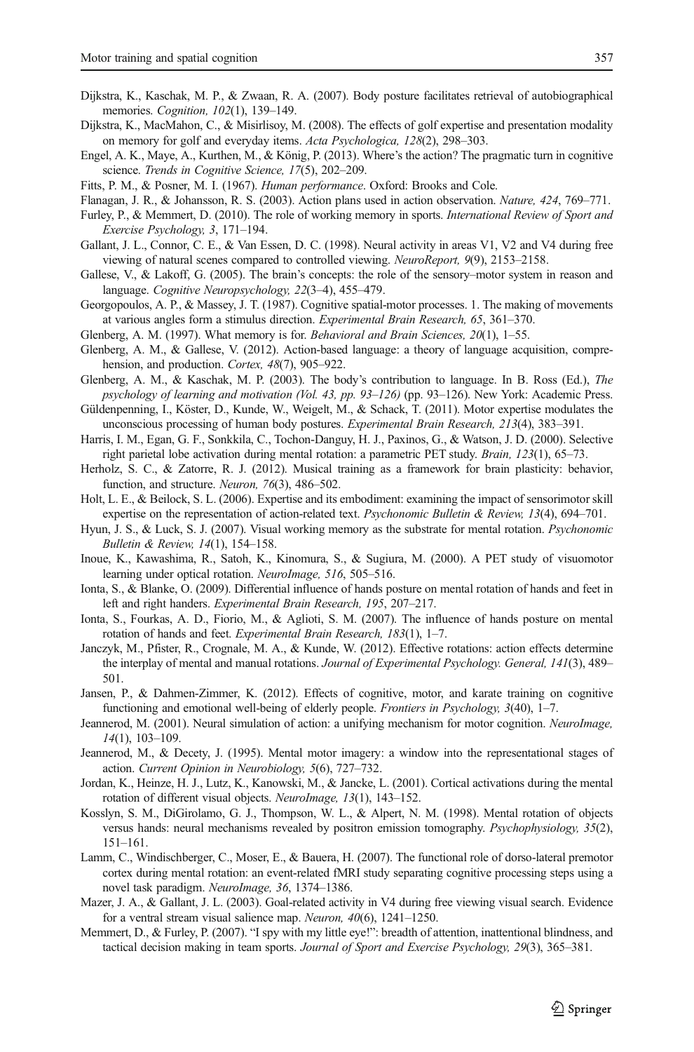Dijkstra, K., Kaschak, M. P., & Zwaan, R. A. (2007). Body posture facilitates retrieval of autobiographical memories. *Cognition, 102*(1), 139–149.

Dijkstra, K., MacMahon, C., & Misirlisoy, M. (2008). The effects of golf expertise and presentation modality on memory for golf and everyday items. *Acta Psychologica, 128*(2), 298–303.

Engel, A. K., Maye, A., Kurthen, M., & König, P. (2013). Where's the action? The pragmatic turn in cognitive science. *Trends in Cognitive Science, 17*(5), 202–209.

Fitts, P. M., & Posner, M. I. (1967). *Human performance*. Oxford: Brooks and Cole.

Flanagan, J. R., & Johansson, R. S. (2003). Action plans used in action observation. *Nature, 424*, 769–771.

Furley, P., & Memmert, D. (2010). The role of working memory in sports. *International Review of Sport and Exercise Psychology, 3*, 171–194.

Gallant, J. L., Connor, C. E., & Van Essen, D. C. (1998). Neural activity in areas V1, V2 and V4 during free viewing of natural scenes compared to controlled viewing. *NeuroReport, 9*(9), 2153–2158.

Gallese, V., & Lakoff, G. (2005). The brain's concepts: the role of the sensory–motor system in reason and language. *Cognitive Neuropsychology, 22*(3–4), 455–479.

Georgopoulos, A. P., & Massey, J. T. (1987). Cognitive spatial-motor processes. 1. The making of movements at various angles form a stimulus direction. *Experimental Brain Research, 65*, 361–370.

Glenberg, A. M. (1997). What memory is for. *Behavioral and Brain Sciences, 20*(1), 1–55.

Glenberg, A. M., & Gallese, V. (2012). Action-based language: a theory of language acquisition, comprehension, and production. *Cortex, 48*(7), 905–922.

Glenberg, A. M., & Kaschak, M. P. (2003). The body's contribution to language. In B. Ross (Ed.), *The psychology of learning and motivation (Vol. 43, pp. 93–126)* (pp. 93–126). New York: Academic Press.

Güldenpenning, I., Köster, D., Kunde, W., Weigelt, M., & Schack, T. (2011). Motor expertise modulates the unconscious processing of human body postures. *Experimental Brain Research, 213*(4), 383–391.

Harris, I. M., Egan, G. F., Sonkkila, C., Tochon-Danguy, H. J., Paxinos, G., & Watson, J. D. (2000). Selective right parietal lobe activation during mental rotation: a parametric PET study. *Brain, 123*(1), 65–73.

Herholz, S. C., & Zatorre, R. J. (2012). Musical training as a framework for brain plasticity: behavior, function, and structure. *Neuron, 76*(3), 486–502.

Holt, L. E., & Beilock, S. L. (2006). Expertise and its embodiment: examining the impact of sensorimotor skill expertise on the representation of action-related text. *Psychonomic Bulletin & Review, 13*(4), 694–701.

Hyun, J. S., & Luck, S. J. (2007). Visual working memory as the substrate for mental rotation. *Psychonomic Bulletin & Review, 14*(1), 154–158.

Inoue, K., Kawashima, R., Satoh, K., Kinomura, S., & Sugiura, M. (2000). A PET study of visuomotor learning under optical rotation. *NeuroImage, 516*, 505–516.

Ionta, S., & Blanke, O. (2009). Differential influence of hands posture on mental rotation of hands and feet in left and right handers. *Experimental Brain Research, 195*, 207–217.

Ionta, S., Fourkas, A. D., Fiorio, M., & Aglioti, S. M. (2007). The influence of hands posture on mental rotation of hands and feet. *Experimental Brain Research, 183*(1), 1–7.

Janczyk, M., Pfister, R., Crognale, M. A., & Kunde, W. (2012). Effective rotations: action effects determine the interplay of mental and manual rotations. *Journal of Experimental Psychology. General, 141*(3), 489–501.

Jansen, P., & Dahmen-Zimmer, K. (2012). Effects of cognitive, motor, and karate training on cognitive functioning and emotional well-being of elderly people. *Frontiers in Psychology, 3*(40), 1–7.

Jeannerod, M. (2001). Neural simulation of action: a unifying mechanism for motor cognition. *NeuroImage, 14*(1), 103–109.

Jeannerod, M., & Decety, J. (1995). Mental motor imagery: a window into the representational stages of action. *Current Opinion in Neurobiology, 5*(6), 727–732.

Jordan, K., Heinze, H. J., Lutz, K., Kanowski, M., & Jancke, L. (2001). Cortical activations during the mental rotation of different visual objects. *NeuroImage, 13*(1), 143–152.

Kosslyn, S. M., DiGirolamo, G. J., Thompson, W. L., & Alpert, N. M. (1998). Mental rotation of objects versus hands: neural mechanisms revealed by positron emission tomography. *Psychophysiology, 35*(2), 151–161.

Lamm, C., Windischberger, C., Moser, E., & Bauera, H. (2007). The functional role of dorso-lateral premotor cortex during mental rotation: an event-related fMRI study separating cognitive processing steps using a novel task paradigm. *NeuroImage, 36*, 1374–1386.

Mazer, J. A., & Gallant, J. L. (2003). Goal-related activity in V4 during free viewing visual search. Evidence for a ventral stream visual salience map. *Neuron, 40*(6), 1241–1250.

Memmert, D., & Furley, P. (2007). "I spy with my little eye!": breadth of attention, inattentional blindness, and tactical decision making in team sports. *Journal of Sport and Exercise Psychology, 29*(3), 365–381.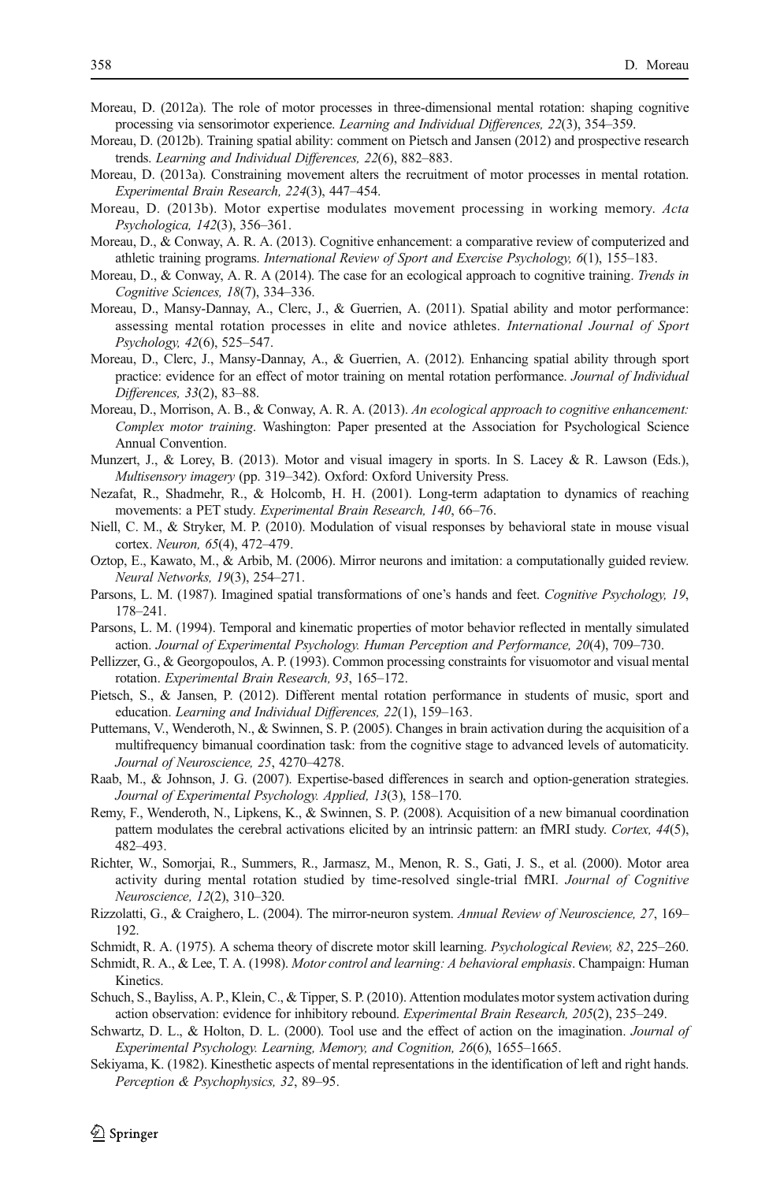Moreau, D. (2012a). The role of motor processes in three-dimensional mental rotation: shaping cognitive processing via sensorimotor experience. *Learning and Individual Differences, 22*(3), 354–359.

Moreau, D. (2012b). Training spatial ability: comment on Pietsch and Jansen (2012) and prospective research trends. *Learning and Individual Differences, 22*(6), 882–883.

Moreau, D. (2013a). Constraining movement alters the recruitment of motor processes in mental rotation. *Experimental Brain Research, 224*(3), 447–454.

Moreau, D. (2013b). Motor expertise modulates movement processing in working memory. *Acta Psychologica, 142*(3), 356–361.

Moreau, D., & Conway, A. R. A. (2013). Cognitive enhancement: a comparative review of computerized and athletic training programs. *International Review of Sport and Exercise Psychology, 6*(1), 155–183.

Moreau, D., & Conway, A. R. A (2014). The case for an ecological approach to cognitive training. *Trends in Cognitive Sciences, 18*(7), 334–336.

Moreau, D., Mansy-Dannay, A., Clerc, J., & Guerrien, A. (2011). Spatial ability and motor performance: assessing mental rotation processes in elite and novice athletes. *International Journal of Sport Psychology, 42*(6), 525–547.

Moreau, D., Clerc, J., Mansy-Dannay, A., & Guerrien, A. (2012). Enhancing spatial ability through sport practice: evidence for an effect of motor training on mental rotation performance. *Journal of Individual Differences, 33*(2), 83–88.

Moreau, D., Morrison, A. B., & Conway, A. R. A. (2013). *An ecological approach to cognitive enhancement: Complex motor training*. Washington: Paper presented at the Association for Psychological Science Annual Convention.

Munzert, J., & Lorey, B. (2013). Motor and visual imagery in sports. In S. Lacey & R. Lawson (Eds.), *Multisensory imagery* (pp. 319–342). Oxford: Oxford University Press.

Nezafat, R., Shadmehr, R., & Holcomb, H. H. (2001). Long-term adaptation to dynamics of reaching movements: a PET study. *Experimental Brain Research, 140*, 66–76.

Niell, C. M., & Stryker, M. P. (2010). Modulation of visual responses by behavioral state in mouse visual cortex. *Neuron, 65*(4), 472–479.

Oztop, E., Kawato, M., & Arbib, M. (2006). Mirror neurons and imitation: a computationally guided review. *Neural Networks, 19*(3), 254–271.

Parsons, L. M. (1987). Imagined spatial transformations of one's hands and feet. *Cognitive Psychology, 19*, 178–241.

Parsons, L. M. (1994). Temporal and kinematic properties of motor behavior reflected in mentally simulated action. *Journal of Experimental Psychology. Human Perception and Performance, 20*(4), 709–730.

Pellizzer, G., & Georgopoulos, A. P. (1993). Common processing constraints for visuomotor and visual mental rotation. *Experimental Brain Research, 93*, 165–172.

Pietsch, S., & Jansen, P. (2012). Different mental rotation performance in students of music, sport and education. *Learning and Individual Differences, 22*(1), 159–163.

Puttemans, V., Wenderoth, N., & Swinnen, S. P. (2005). Changes in brain activation during the acquisition of a multifrequency bimanual coordination task: from the cognitive stage to advanced levels of automaticity. *Journal of Neuroscience, 25*, 4270–4278.

Raab, M., & Johnson, J. G. (2007). Expertise-based differences in search and option-generation strategies. *Journal of Experimental Psychology. Applied, 13*(3), 158–170.

Remy, F., Wenderoth, N., Lipkens, K., & Swinnen, S. P. (2008). Acquisition of a new bimanual coordination pattern modulates the cerebral activations elicited by an intrinsic pattern: an fMRI study. *Cortex, 44*(5), 482–493.

Richter, W., Somorjai, R., Summers, R., Jarmasz, M., Menon, R. S., Gati, J. S., et al. (2000). Motor area activity during mental rotation studied by time-resolved single-trial fMRI. *Journal of Cognitive Neuroscience, 12*(2), 310–320.

Rizzolatti, G., & Craighero, L. (2004). The mirror-neuron system. *Annual Review of Neuroscience, 27*, 169–192.

Schmidt, R. A. (1975). A schema theory of discrete motor skill learning. *Psychological Review, 82*, 225–260.

Schmidt, R. A., & Lee, T. A. (1998). *Motor control and learning: A behavioral emphasis*. Champaign: Human Kinetics.

Schuch, S., Bayliss, A. P., Klein, C., & Tipper, S. P. (2010). Attention modulates motor system activation during action observation: evidence for inhibitory rebound. *Experimental Brain Research, 205*(2), 235–249.

Schwartz, D. L., & Holton, D. L. (2000). Tool use and the effect of action on the imagination. *Journal of Experimental Psychology. Learning, Memory, and Cognition, 26*(6), 1655–1665.

Sekiyama, K. (1982). Kinesthetic aspects of mental representations in the identification of left and right hands. *Perception & Psychophysics, 32*, 89–95.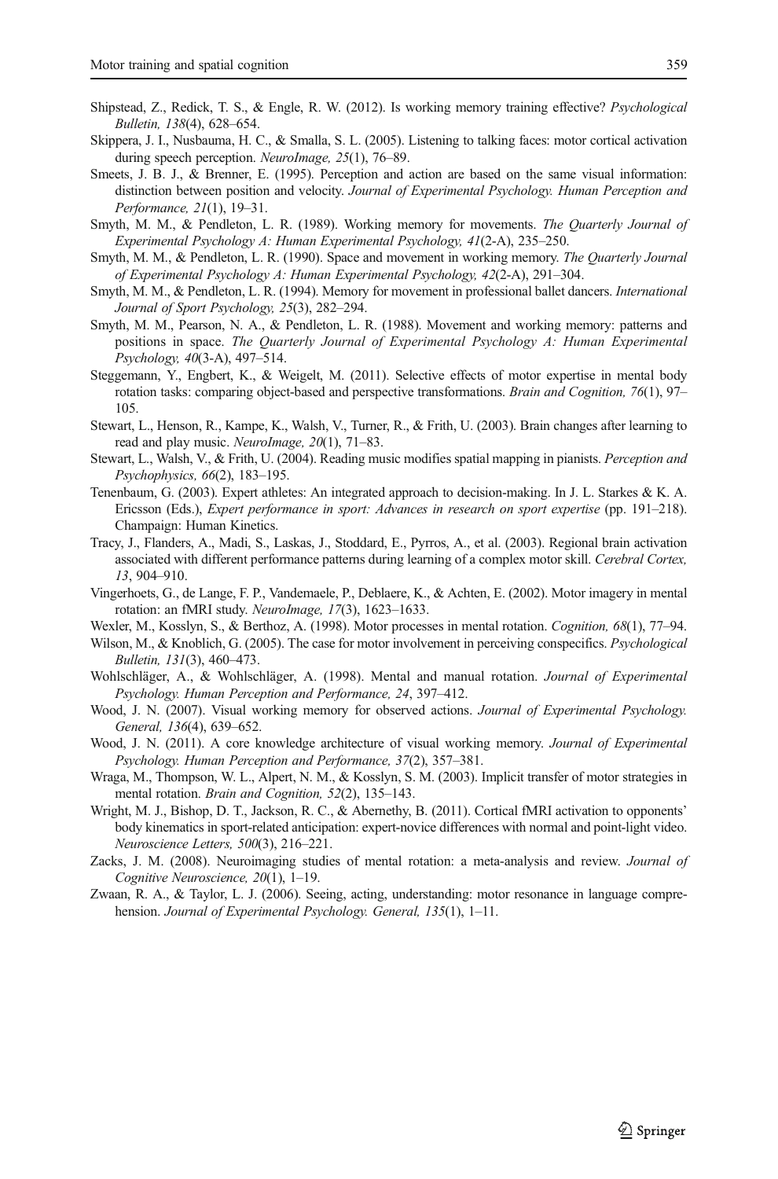Shipstead, Z., Redick, T. S., & Engle, R. W. (2012). Is working memory training effective? *Psychological Bulletin, 138*(4), 628–654.

Skippera, J. I., Nusbauma, H. C., & Smalla, S. L. (2005). Listening to talking faces: motor cortical activation during speech perception. *NeuroImage, 25*(1), 76–89.

Smeets, J. B. J., & Brenner, E. (1995). Perception and action are based on the same visual information: distinction between position and velocity. *Journal of Experimental Psychology. Human Perception and Performance, 21*(1), 19–31.

Smyth, M. M., & Pendleton, L. R. (1989). Working memory for movements. *The Quarterly Journal of Experimental Psychology A: Human Experimental Psychology, 41*(2-A), 235–250.

Smyth, M. M., & Pendleton, L. R. (1990). Space and movement in working memory. *The Quarterly Journal of Experimental Psychology A: Human Experimental Psychology, 42*(2-A), 291–304.

Smyth, M. M., & Pendleton, L. R. (1994). Memory for movement in professional ballet dancers. *International Journal of Sport Psychology, 25*(3), 282–294.

Smyth, M. M., Pearson, N. A., & Pendleton, L. R. (1988). Movement and working memory: patterns and positions in space. *The Quarterly Journal of Experimental Psychology A: Human Experimental Psychology, 40*(3-A), 497–514.

Steggemann, Y., Engbert, K., & Weigelt, M. (2011). Selective effects of motor expertise in mental body rotation tasks: comparing object-based and perspective transformations. *Brain and Cognition, 76*(1), 97–105.

Stewart, L., Henson, R., Kampe, K., Walsh, V., Turner, R., & Frith, U. (2003). Brain changes after learning to read and play music. *NeuroImage, 20*(1), 71–83.

Stewart, L., Walsh, V., & Frith, U. (2004). Reading music modifies spatial mapping in pianists. *Perception and Psychophysics, 66*(2), 183–195.

Tenenbaum, G. (2003). Expert athletes: An integrated approach to decision-making. In J. L. Starkes & K. A. Ericsson (Eds.), *Expert performance in sport: Advances in research on sport expertise* (pp. 191–218). Champaign: Human Kinetics.

Tracy, J., Flanders, A., Madi, S., Laskas, J., Stoddard, E., Pyrros, A., et al. (2003). Regional brain activation associated with different performance patterns during learning of a complex motor skill. *Cerebral Cortex, 13*, 904–910.

Vingerhoets, G., de Lange, F. P., Vandemaele, P., Deblaere, K., & Achten, E. (2002). Motor imagery in mental rotation: an fMRI study. *NeuroImage, 17*(3), 1623–1633.

Wexler, M., Kosslyn, S., & Berthoz, A. (1998). Motor processes in mental rotation. *Cognition, 68*(1), 77–94.

Wilson, M., & Knoblich, G. (2005). The case for motor involvement in perceiving conspecifics. *Psychological Bulletin, 131*(3), 460–473.

Wohlschläger, A., & Wohlschläger, A. (1998). Mental and manual rotation. *Journal of Experimental Psychology. Human Perception and Performance, 24*, 397–412.

Wood, J. N. (2007). Visual working memory for observed actions. *Journal of Experimental Psychology. General, 136*(4), 639–652.

Wood, J. N. (2011). A core knowledge architecture of visual working memory. *Journal of Experimental Psychology. Human Perception and Performance, 37*(2), 357–381.

Wraga, M., Thompson, W. L., Alpert, N. M., & Kosslyn, S. M. (2003). Implicit transfer of motor strategies in mental rotation. *Brain and Cognition, 52*(2), 135–143.

Wright, M. J., Bishop, D. T., Jackson, R. C., & Abernethy, B. (2011). Cortical fMRI activation to opponents' body kinematics in sport-related anticipation: expert-novice differences with normal and point-light video. *Neuroscience Letters, 500*(3), 216–221.

Zacks, J. M. (2008). Neuroimaging studies of mental rotation: a meta-analysis and review. *Journal of Cognitive Neuroscience, 20*(1), 1–19.

Zwaan, R. A., & Taylor, L. J. (2006). Seeing, acting, understanding: motor resonance in language comprehension. *Journal of Experimental Psychology. General, 135*(1), 1–11.